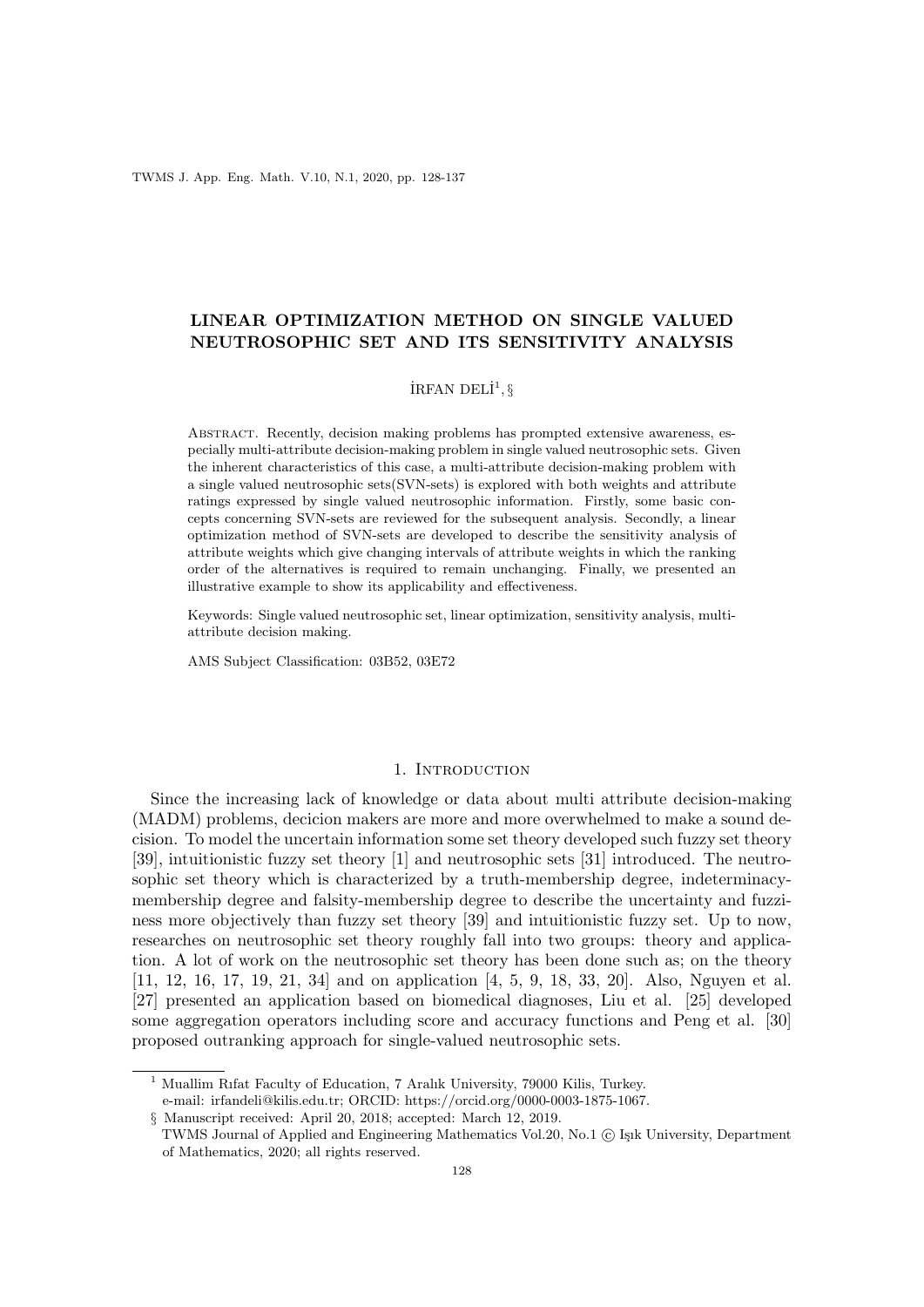# LINEAR OPTIMIZATION METHOD ON SINGLE VALUED NEUTROSOPHIC SET AND ITS SENSITIVITY ANALYSIS

İRFAN DELİ[1], §

Abstract. Recently, decision making problems has prompted extensive awareness, especially multi-attribute decision-making problem in single valued neutrosophic sets. Given the inherent characteristics of this case, a multi-attribute decision-making problem with a single valued neutrosophic sets(SVN-sets) is explored with both weights and attribute ratings expressed by single valued neutrosophic information. Firstly, some basic concepts concerning SVN-sets are reviewed for the subsequent analysis. Secondly, a linear optimization method of SVN-sets are developed to describe the sensitivity analysis of attribute weights which give changing intervals of attribute weights in which the ranking order of the alternatives is required to remain unchanging. Finally, we presented an illustrative example to show its applicability and effectiveness.

Keywords: Single valued neutrosophic set, linear optimization, sensitivity analysis, multi-attribute decision making.

AMS Subject Classification: 03B52, 03E72

## 1. Introduction

Since the increasing lack of knowledge or data about multi attribute decision-making (MADM) problems, decicion makers are more and more overwhelmed to make a sound decision. To model the uncertain information some set theory developed such fuzzy set theory [39], intuitionistic fuzzy set theory [1] and neutrosophic sets [31] introduced. The neutrosophic set theory which is characterized by a truth-membership degree, indeterminacy-membership degree and falsity-membership degree to describe the uncertainty and fuzziness more objectively than fuzzy set theory [39] and intuitionistic fuzzy set. Up to now, researches on neutrosophic set theory roughly fall into two groups: theory and application. A lot of work on the neutrosophic set theory has been done such as; on the theory [11, 12, 16, 17, 19, 21, 34] and on application [4, 5, 9, 18, 33, 20]. Also, Nguyen et al. [27] presented an application based on biomedical diagnoses, Liu et al. [25] developed some aggregation operators including score and accuracy functions and Peng et al. [30] proposed outranking approach for single-valued neutrosophic sets.

---

[1] Muallim Rıfat Faculty of Education, 7 Aralık University, 79000 Kilis, Turkey.
e-mail: irfandeli@kilis.edu.tr; ORCID: https://orcid.org/0000-0003-1875-1067.

§ Manuscript received: April 20, 2018; accepted: March 12, 2019.
TWMS Journal of Applied and Engineering Mathematics Vol.20, No.1 © Işık University, Department of Mathematics, 2020; all rights reserved.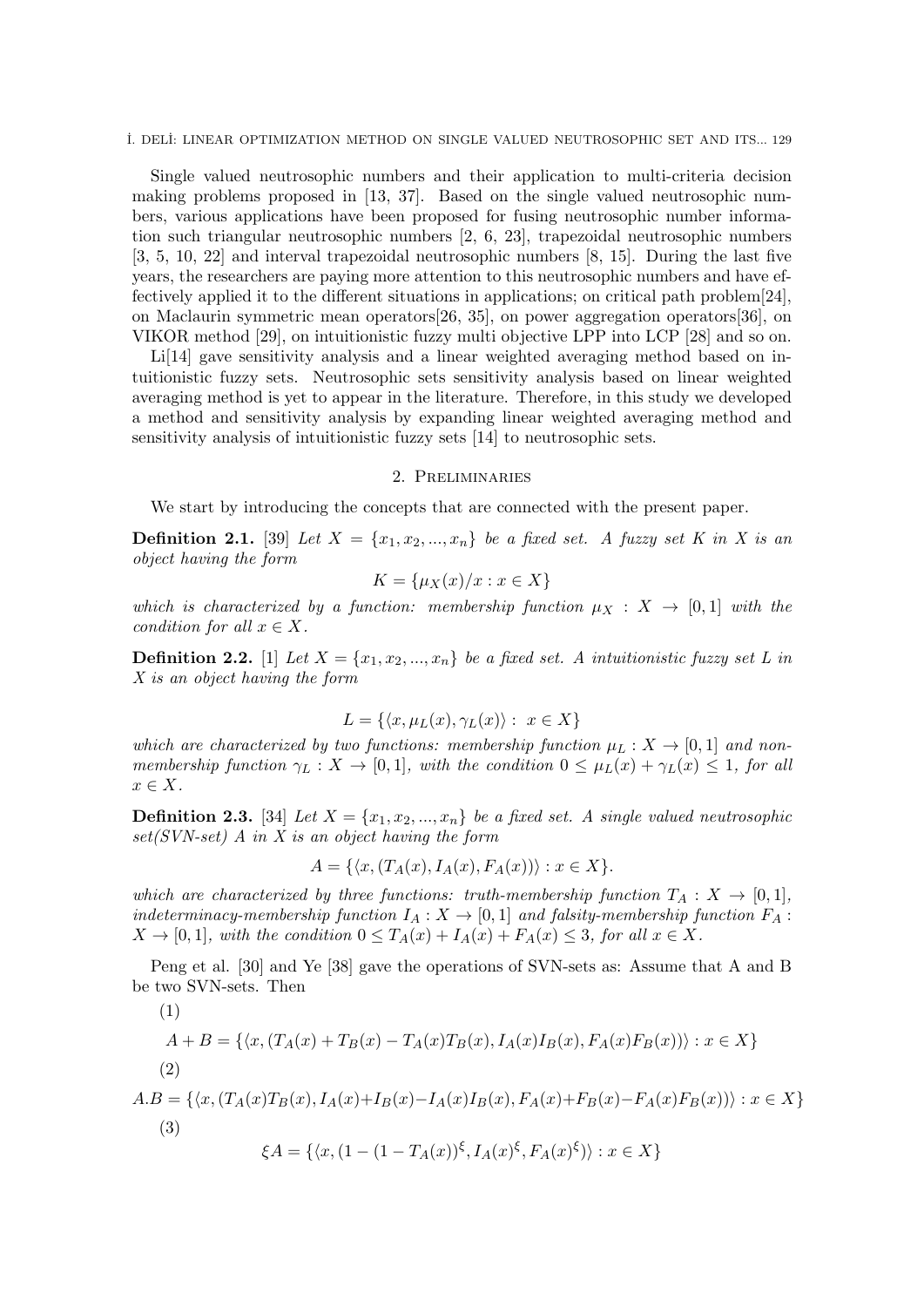Single valued neutrosophic numbers and their application to multi-criteria decision making problems proposed in [13, 37]. Based on the single valued neutrosophic numbers, various applications have been proposed for fusing neutrosophic number information such triangular neutrosophic numbers [2, 6, 23], trapezoidal neutrosophic numbers [3, 5, 10, 22] and interval trapezoidal neutrosophic numbers [8, 15]. During the last five years, the researchers are paying more attention to this neutrosophic numbers and have effectively applied it to the different situations in applications; on critical path problem[24], on Maclaurin symmetric mean operators[26, 35], on power aggregation operators[36], on VIKOR method [29], on intuitionistic fuzzy multi objective LPP into LCP [28] and so on.

Li[14] gave sensitivity analysis and a linear weighted averaging method based on intuitionistic fuzzy sets. Neutrosophic sets sensitivity analysis based on linear weighted averaging method is yet to appear in the literature. Therefore, in this study we developed a method and sensitivity analysis by expanding linear weighted averaging method and sensitivity analysis of intuitionistic fuzzy sets [14] to neutrosophic sets.

## 2. Preliminaries

We start by introducing the concepts that are connected with the present paper.

**Definition 2.1.** [39] *Let $X = \{x_1, x_2, ..., x_n\}$ be a fixed set. A fuzzy set $K$ in $X$ is an object having the form*

$$K = \{\mu_X(x)/x : x \in X\}$$

*which is characterized by a function: membership function $\mu_X : X \to [0, 1]$ with the condition for all $x \in X$.*

**Definition 2.2.** [1] *Let $X = \{x_1, x_2, ..., x_n\}$ be a fixed set. A intuitionistic fuzzy set $L$ in $X$ is an object having the form*

$$L = \{\langle x, \mu_L(x), \gamma_L(x)\rangle : \ x \in X\}$$

*which are characterized by two functions: membership function $\mu_L : X \to [0, 1]$ and non-membership function $\gamma_L : X \to [0, 1]$, with the condition $0 \leq \mu_L(x) + \gamma_L(x) \leq 1$, for all $x \in X$.*

**Definition 2.3.** [34] *Let $X = \{x_1, x_2, ..., x_n\}$ be a fixed set. A single valued neutrosophic set(SVN-set) $A$ in $X$ is an object having the form*

$$A = \{\langle x, (T_A(x), I_A(x), F_A(x))\rangle : x \in X\}.$$

*which are characterized by three functions: truth-membership function $T_A : X \to [0, 1]$, indeterminacy-membership function $I_A : X \to [0, 1]$ and falsity-membership function $F_A : X \to [0, 1]$, with the condition $0 \leq T_A(x) + I_A(x) + F_A(x) \leq 3$, for all $x \in X$.*

Peng et al. [30] and Ye [38] gave the operations of SVN-sets as: Assume that A and B be two SVN-sets. Then

(1)

$$A + B = \{\langle x, (T_A(x) + T_B(x) - T_A(x)T_B(x), I_A(x)I_B(x), F_A(x)F_B(x))\rangle : x \in X\}$$

(2)

$$A.B = \{\langle x, (T_A(x)T_B(x), I_A(x)+I_B(x)-I_A(x)I_B(x), F_A(x)+F_B(x)-F_A(x)F_B(x))\rangle : x \in X\}$$

(3)

$$\xi A = \{\langle x, (1 - (1 - T_A(x))^{\xi}, I_A(x)^{\xi}, F_A(x)^{\xi})\rangle : x \in X\}$$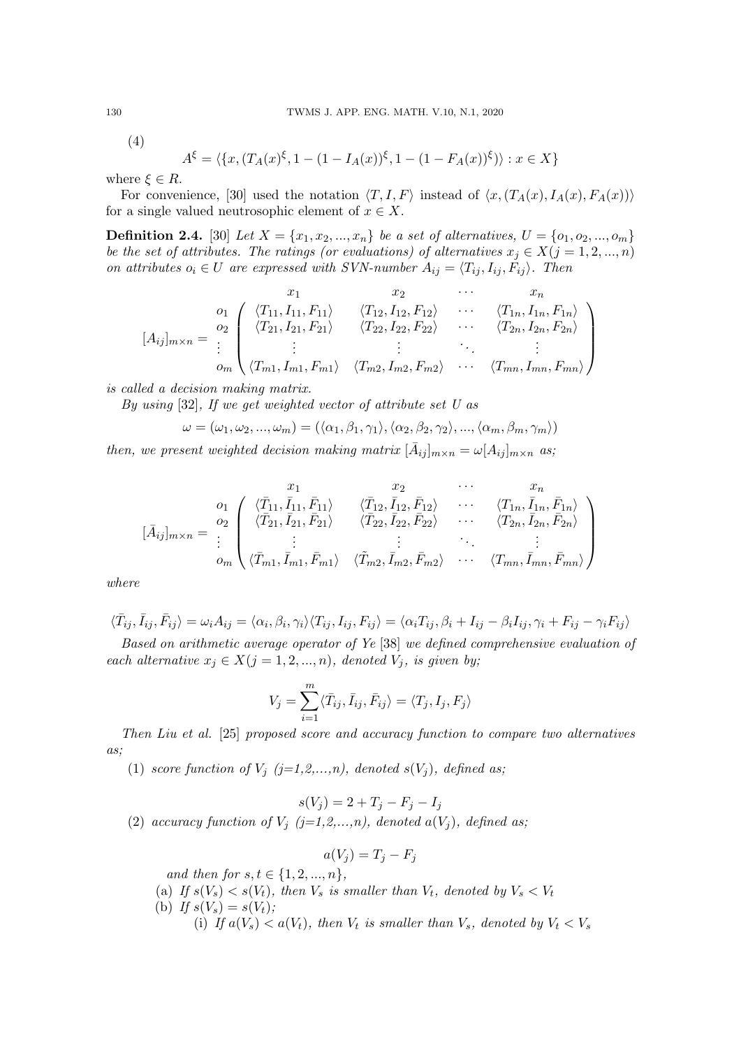(4)

$$A^{\xi} = \langle \{x, (T_A(x)^{\xi}, 1-(1-I_A(x))^{\xi}, 1-(1-F_A(x))^{\xi})\rangle : x \in X\}$$

where $\xi \in R$.

For convenience, [30] used the notation $\langle T, I, F\rangle$ instead of $\langle x, (T_A(x), I_A(x), F_A(x))\rangle$ for a single valued neutrosophic element of $x \in X$.

**Definition 2.4.** [30] *Let $X = \{x_1, x_2, ..., x_n\}$ be a set of alternatives, $U = \{o_1, o_2, ..., o_m\}$ be the set of attributes. The ratings (or evaluations) of alternatives $x_j \in X (j = 1, 2, ..., n)$ on attributes $o_i \in U$ are expressed with SVN-number $A_{ij} = \langle T_{ij}, I_{ij}, F_{ij}\rangle$. Then*

$$[A_{ij}]_{m\times n} = \begin{array}{c} \\ o_1 \\ o_2 \\ \vdots \\ o_m \end{array} \begin{array}{c} \begin{array}{cccc} \quad x_1 \quad & \quad x_2 \quad & \cdots & \quad x_n \quad \end{array} \\ \begin{pmatrix} \langle T_{11}, I_{11}, F_{11}\rangle & \langle T_{12}, I_{12}, F_{12}\rangle & \cdots & \langle T_{1n}, I_{1n}, F_{1n}\rangle \\ \langle T_{21}, I_{21}, F_{21}\rangle & \langle T_{22}, I_{22}, F_{22}\rangle & \cdots & \langle T_{2n}, I_{2n}, F_{2n}\rangle \\ \vdots & \vdots & \ddots & \vdots \\ \langle T_{m1}, I_{m1}, F_{m1}\rangle & \langle T_{m2}, I_{m2}, F_{m2}\rangle & \cdots & \langle T_{mn}, I_{mn}, F_{mn}\rangle \end{pmatrix} \end{array}$$

*is called a decision making matrix.*

*By using* [32]*, If we get weighted vector of attribute set $U$ as*

$$\omega = (\omega_1, \omega_2, ..., \omega_m) = (\langle \alpha_1, \beta_1, \gamma_1\rangle, \langle \alpha_2, \beta_2, \gamma_2\rangle, ..., \langle \alpha_m, \beta_m, \gamma_m\rangle)$$

*then, we present weighted decision making matrix $[\bar{A}_{ij}]_{m\times n} = \omega[A_{ij}]_{m\times n}$ as;*

$$[\bar{A}_{ij}]_{m\times n} = \begin{array}{c} \\ o_1 \\ o_2 \\ \vdots \\ o_m \end{array} \begin{array}{c} \begin{array}{cccc} \quad x_1 \quad & \quad x_2 \quad & \cdots & \quad x_n \quad \end{array} \\ \begin{pmatrix} \langle \bar{T}_{11}, \bar{I}_{11}, \bar{F}_{11}\rangle & \langle \bar{T}_{12}, \bar{I}_{12}, \bar{F}_{12}\rangle & \cdots & \langle T_{1n}, \bar{I}_{1n}, \bar{F}_{1n}\rangle \\ \langle \bar{T}_{21}, \bar{I}_{21}, \bar{F}_{21}\rangle & \langle \bar{T}_{22}, \bar{I}_{22}, \bar{F}_{22}\rangle & \cdots & \langle T_{2n}, \bar{I}_{2n}, \bar{F}_{2n}\rangle \\ \vdots & \vdots & \ddots & \vdots \\ \langle \bar{T}_{m1}, \bar{I}_{m1}, \bar{F}_{m1}\rangle & \langle \tilde{T}_{m2}, \bar{I}_{m2}, \bar{F}_{m2}\rangle & \cdots & \langle T_{mn}, \bar{I}_{mn}, \bar{F}_{mn}\rangle \end{pmatrix} \end{array}$$

*where*

$$\langle \bar{T}_{ij}, \bar{I}_{ij}, \bar{F}_{ij}\rangle = \omega_i A_{ij} = \langle \alpha_i, \beta_i, \gamma_i\rangle \langle T_{ij}, I_{ij}, F_{ij}\rangle = \langle \alpha_i T_{ij}, \beta_i + I_{ij} - \beta_i I_{ij}, \gamma_i + F_{ij} - \gamma_i F_{ij}\rangle$$

*Based on arithmetic average operator of Ye* [38] *we defined comprehensive evaluation of each alternative $x_j \in X (j = 1, 2, ..., n)$, denoted $V_j$, is given by;*

$$V_j = \sum_{i=1}^{m} \langle \bar{T}_{ij}, \bar{I}_{ij}, \bar{F}_{ij}\rangle = \langle T_j, I_j, F_j\rangle$$

*Then Liu et al.* [25] *proposed score and accuracy function to compare two alternatives as;*

(1) *score function of $V_j$ (j=1,2,...,n), denoted $s(V_j)$, defined as;*

$$s(V_j) = 2 + T_j - F_j - I_j$$

(2) *accuracy function of $V_j$ (j=1,2,...,n), denoted $a(V_j)$, defined as;*

$$a(V_j) = T_j - F_j$$

*and then for $s, t \in \{1, 2, ..., n\}$,*

(a) *If $s(V_s) < s(V_t)$, then $V_s$ is smaller than $V_t$, denoted by $V_s < V_t$*

(b) *If $s(V_s) = s(V_t)$;*

(i) *If $a(V_s) < a(V_t)$, then $V_t$ is smaller than $V_s$, denoted by $V_t < V_s$*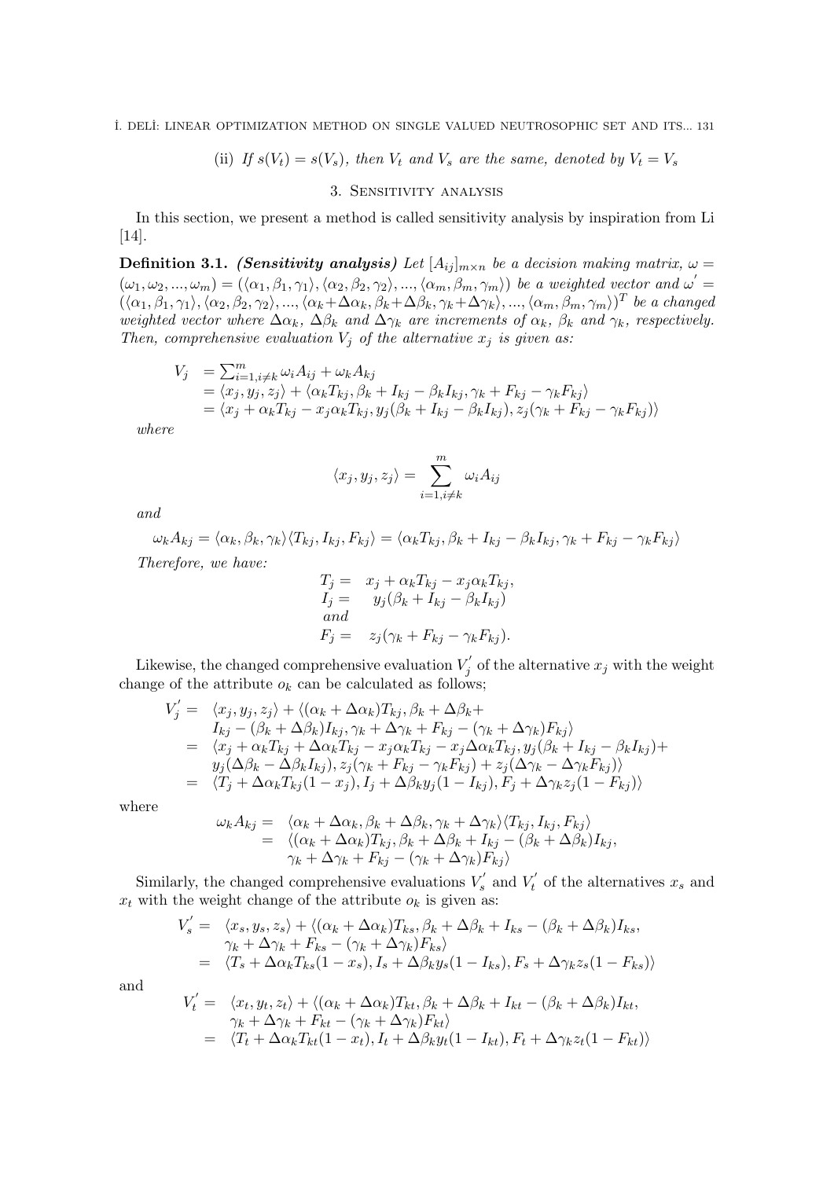(ii) If $s(V_t) = s(V_s)$, then $V_t$ and $V_s$ are the same, denoted by $V_t = V_s$

## 3. Sensitivity analysis

In this section, we present a method is called sensitivity analysis by inspiration from Li [14].

**Definition 3.1.** ***(Sensitivity analysis)*** *Let $[A_{ij}]_{m\times n}$ be a decision making matrix, $\omega = (\omega_1, \omega_2, ..., \omega_m) = (\langle\alpha_1, \beta_1, \gamma_1\rangle, \langle\alpha_2, \beta_2, \gamma_2\rangle, ..., \langle\alpha_m, \beta_m, \gamma_m\rangle)$ be a weighted vector and $\omega' = (\langle\alpha_1, \beta_1, \gamma_1\rangle, \langle\alpha_2, \beta_2, \gamma_2\rangle, ..., \langle\alpha_k+\Delta\alpha_k, \beta_k+\Delta\beta_k, \gamma_k+\Delta\gamma_k\rangle, ..., \langle\alpha_m, \beta_m, \gamma_m\rangle)^T$ be a changed weighted vector where $\Delta\alpha_k$, $\Delta\beta_k$ and $\Delta\gamma_k$ are increments of $\alpha_k$, $\beta_k$ and $\gamma_k$, respectively. Then, comprehensive evaluation $V_j$ of the alternative $x_j$ is given as:*

$$
\begin{aligned}
V_j &= \sum_{i=1, i\neq k}^{m} \omega_i A_{ij} + \omega_k A_{kj} \\
&= \langle x_j, y_j, z_j\rangle + \langle \alpha_k T_{kj}, \beta_k + I_{kj} - \beta_k I_{kj}, \gamma_k + F_{kj} - \gamma_k F_{kj}\rangle \\
&= \langle x_j + \alpha_k T_{kj} - x_j\alpha_k T_{kj}, y_j(\beta_k + I_{kj} - \beta_k I_{kj}), z_j(\gamma_k + F_{kj} - \gamma_k F_{kj})\rangle
\end{aligned}
$$

*where*

$$
\langle x_j, y_j, z_j\rangle = \sum_{i=1, i\neq k}^{m} \omega_i A_{ij}
$$

*and*

$$
\omega_k A_{kj} = \langle \alpha_k, \beta_k, \gamma_k\rangle\langle T_{kj}, I_{kj}, F_{kj}\rangle = \langle \alpha_k T_{kj}, \beta_k + I_{kj} - \beta_k I_{kj}, \gamma_k + F_{kj} - \gamma_k F_{kj}\rangle
$$

*Therefore, we have:*

$$
\begin{aligned}
T_j &= x_j + \alpha_k T_{kj} - x_j\alpha_k T_{kj}, \\
I_j &= y_j(\beta_k + I_{kj} - \beta_k I_{kj}) \\
&\text{and} \\
F_j &= z_j(\gamma_k + F_{kj} - \gamma_k F_{kj}).
\end{aligned}
$$

Likewise, the changed comprehensive evaluation $V_j'$ of the alternative $x_j$ with the weight change of the attribute $o_k$ can be calculated as follows;

$$
\begin{aligned}
V_j' =& \langle x_j, y_j, z_j\rangle + \langle(\alpha_k + \Delta\alpha_k)T_{kj}, \beta_k + \Delta\beta_k + \\
& I_{kj} - (\beta_k + \Delta\beta_k)I_{kj}, \gamma_k + \Delta\gamma_k + F_{kj} - (\gamma_k + \Delta\gamma_k)F_{kj}\rangle \\
=& \langle x_j + \alpha_k T_{kj} + \Delta\alpha_k T_{kj} - x_j\alpha_k T_{kj} - x_j\Delta\alpha_k T_{kj}, y_j(\beta_k + I_{kj} - \beta_k I_{kj}) + \\
& y_j(\Delta\beta_k - \Delta\beta_k I_{kj}), z_j(\gamma_k + F_{kj} - \gamma_k F_{kj}) + z_j(\Delta\gamma_k - \Delta\gamma_k F_{kj})\rangle \\
=& \langle T_j + \Delta\alpha_k T_{kj}(1 - x_j), I_j + \Delta\beta_k y_j(1 - I_{kj}), F_j + \Delta\gamma_k z_j(1 - F_{kj})\rangle
\end{aligned}
$$

where

$$
\begin{aligned}
\omega_k A_{kj} =& \langle \alpha_k + \Delta\alpha_k, \beta_k + \Delta\beta_k, \gamma_k + \Delta\gamma_k\rangle\langle T_{kj}, I_{kj}, F_{kj}\rangle \\
=& \langle(\alpha_k + \Delta\alpha_k)T_{kj}, \beta_k + \Delta\beta_k + I_{kj} - (\beta_k + \Delta\beta_k)I_{kj}, \\
& \gamma_k + \Delta\gamma_k + F_{kj} - (\gamma_k + \Delta\gamma_k)F_{kj}\rangle
\end{aligned}
$$

Similarly, the changed comprehensive evaluations $V_s'$ and $V_t'$ of the alternatives $x_s$ and $x_t$ with the weight change of the attribute $o_k$ is given as:

$$
\begin{aligned}
V_s' =& \langle x_s, y_s, z_s\rangle + \langle(\alpha_k + \Delta\alpha_k)T_{ks}, \beta_k + \Delta\beta_k + I_{ks} - (\beta_k + \Delta\beta_k)I_{ks}, \\
& \gamma_k + \Delta\gamma_k + F_{ks} - (\gamma_k + \Delta\gamma_k)F_{ks}\rangle \\
=& \langle T_s + \Delta\alpha_k T_{ks}(1 - x_s), I_s + \Delta\beta_k y_s(1 - I_{ks}), F_s + \Delta\gamma_k z_s(1 - F_{ks})\rangle
\end{aligned}
$$

and

$$
\begin{aligned}
V_t' =& \langle x_t, y_t, z_t\rangle + \langle(\alpha_k + \Delta\alpha_k)T_{kt}, \beta_k + \Delta\beta_k + I_{kt} - (\beta_k + \Delta\beta_k)I_{kt}, \\
& \gamma_k + \Delta\gamma_k + F_{kt} - (\gamma_k + \Delta\gamma_k)F_{kt}\rangle \\
=& \langle T_t + \Delta\alpha_k T_{kt}(1 - x_t), I_t + \Delta\beta_k y_t(1 - I_{kt}), F_t + \Delta\gamma_k z_t(1 - F_{kt})\rangle
\end{aligned}
$$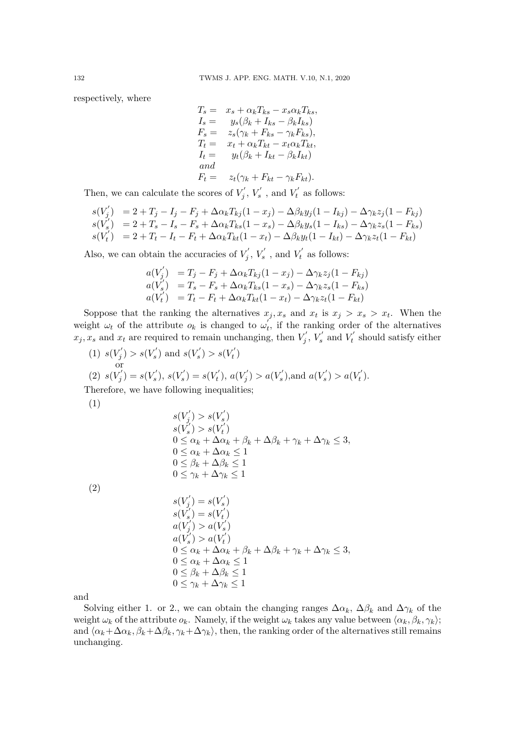respectively, where

$$
\begin{aligned}
T_s = &\quad x_s + \alpha_k T_{ks} - x_s \alpha_k T_{ks}, \\
I_s = &\quad y_s(\beta_k + I_{ks} - \beta_k I_{ks}) \\
F_s = &\quad z_s(\gamma_k + F_{ks} - \gamma_k F_{ks}), \\
T_t = &\quad x_t + \alpha_k T_{kt} - x_t \alpha_k T_{kt}, \\
I_t = &\quad y_t(\beta_k + I_{kt} - \beta_k I_{kt}) \\
&and \\
F_t = &\quad z_t(\gamma_k + F_{kt} - \gamma_k F_{kt}).
\end{aligned}
$$

Then, we can calculate the scores of $V_j^{'}$, $V_s^{'}$ , and $V_t^{'}$ as follows:

$$
\begin{aligned}
s(V_j^{'}) &= 2 + T_j - I_j - F_j + \Delta\alpha_k T_{kj}(1 - x_j) - \Delta\beta_k y_j(1 - I_{kj}) - \Delta\gamma_k z_j(1 - F_{kj}) \\
s(V_s^{'}) &= 2 + T_s - I_s - F_s + \Delta\alpha_k T_{ks}(1 - x_s) - \Delta\beta_k y_s(1 - I_{ks}) - \Delta\gamma_k z_s(1 - F_{ks}) \\
s(V_t^{'}) &= 2 + T_t - I_t - F_t + \Delta\alpha_k T_{kt}(1 - x_t) - \Delta\beta_k y_t(1 - I_{kt}) - \Delta\gamma_k z_t(1 - F_{kt})
\end{aligned}
$$

Also, we can obtain the accuracies of $V_j^{'}$, $V_s^{'}$ , and $V_t^{'}$ as follows:

$$
\begin{aligned}
a(V_j^{'}) &= T_j - F_j + \Delta\alpha_k T_{kj}(1 - x_j) - \Delta\gamma_k z_j(1 - F_{kj}) \\
a(V_s^{'}) &= T_s - F_s + \Delta\alpha_k T_{ks}(1 - x_s) - \Delta\gamma_k z_s(1 - F_{ks}) \\
a(V_t^{'}) &= T_t - F_t + \Delta\alpha_k T_{kt}(1 - x_t) - \Delta\gamma_k z_t(1 - F_{kt})
\end{aligned}
$$

Soppose that the ranking the alternatives $x_j, x_s$ and $x_t$ is $x_j > x_s > x_t$. When the weight $\omega_t$ of the attribute $o_k$ is changed to $\omega_t^{'}$, if the ranking order of the alternatives $x_j, x_s$ and $x_t$ are required to remain unchanging, then $V_j^{'}$, $V_s^{'}$ and $V_t^{'}$ should satisfy either

(1) $s(V_j^{'}) > s(V_s^{'})$ and $s(V_s^{'}) > s(V_t^{'})$
or
(2) $s(V_j^{'}) = s(V_s^{'})$, $s(V_s^{'}) = s(V_t^{'})$, $a(V_j^{'}) > a(V_s^{'})$,and $a(V_s^{'}) > a(V_t^{'})$.

Therefore, we have following inequalities;

(1)

$$
\begin{aligned}
&s(V_j^{'}) > s(V_s^{'}) \\
&s(V_s^{'}) > s(V_t^{'}) \\
&0 \leq \alpha_k + \Delta\alpha_k + \beta_k + \Delta\beta_k + \gamma_k + \Delta\gamma_k \leq 3, \\
&0 \leq \alpha_k + \Delta\alpha_k \leq 1 \\
&0 \leq \beta_k + \Delta\beta_k \leq 1 \\
&0 \leq \gamma_k + \Delta\gamma_k \leq 1
\end{aligned}
$$

(2)

$$
\begin{aligned}
&s(V_j^{'}) = s(V_s^{'}) \\
&s(V_s^{'}) = s(V_t^{'}) \\
&a(V_j^{'}) > a(V_s^{'}) \\
&a(V_s^{'}) > a(V_t^{'}) \\
&0 \leq \alpha_k + \Delta\alpha_k + \beta_k + \Delta\beta_k + \gamma_k + \Delta\gamma_k \leq 3, \\
&0 \leq \alpha_k + \Delta\alpha_k \leq 1 \\
&0 \leq \beta_k + \Delta\beta_k \leq 1 \\
&0 \leq \gamma_k + \Delta\gamma_k \leq 1
\end{aligned}
$$

and

Solving either 1. or 2., we can obtain the changing ranges $\Delta\alpha_k$, $\Delta\beta_k$ and $\Delta\gamma_k$ of the weight $\omega_k$ of the attribute $o_k$. Namely, if the weight $\omega_k$ takes any value between $\langle\alpha_k, \beta_k, \gamma_k\rangle$; and $\langle\alpha_k+\Delta\alpha_k, \beta_k+\Delta\beta_k, \gamma_k+\Delta\gamma_k\rangle$, then, the ranking order of the alternatives still remains unchanging.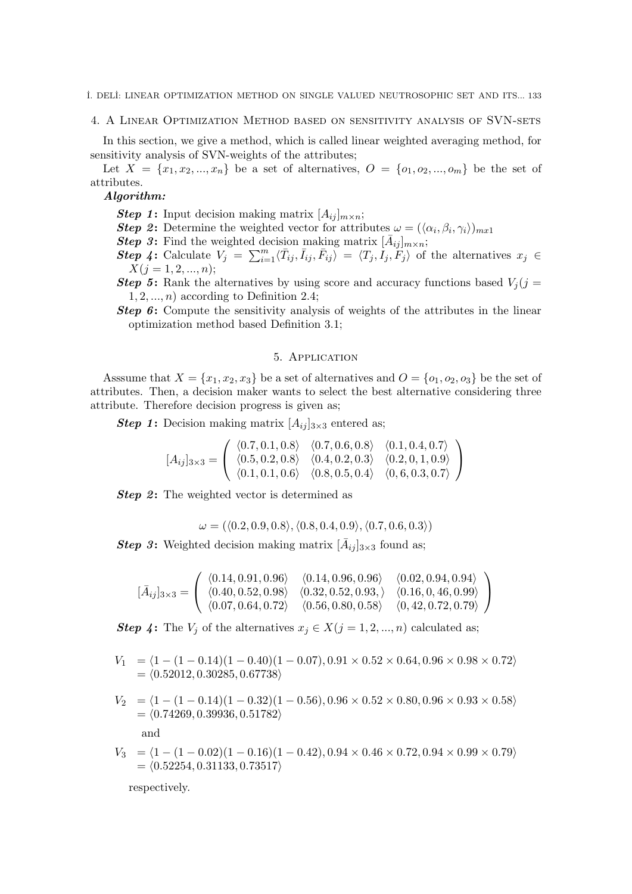## 4. A Linear Optimization Method based on sensitivity analysis of SVN-sets

In this section, we give a method, which is called linear weighted averaging method, for sensitivity analysis of SVN-weights of the attributes;

Let $X = \{x_1, x_2, ..., x_n\}$ be a set of alternatives, $O = \{o_1, o_2, ..., o_m\}$ be the set of attributes.

***Algorithm:***

- ***Step 1*:** Input decision making matrix $[A_{ij}]_{m\times n}$;
- ***Step 2*:** Determine the weighted vector for attributes $\omega = (\langle \alpha_i, \beta_i, \gamma_i \rangle)_{mx1}$
- ***Step 3*:** Find the weighted decision making matrix $[\bar{A}_{ij}]_{m\times n}$;
- ***Step 4*:** Calculate $V_j = \sum_{i=1}^{m} \langle \bar{T}_{ij}, \bar{I}_{ij}, \bar{F}_{ij} \rangle = \langle T_j, I_j, F_j \rangle$ of the alternatives $x_j \in X (j = 1, 2, ..., n)$;
- ***Step 5*:** Rank the alternatives by using score and accuracy functions based $V_j (j = 1, 2, ..., n)$ according to Definition 2.4;
- ***Step 6*:** Compute the sensitivity analysis of weights of the attributes in the linear optimization method based Definition 3.1;

## 5. Application

Asssume that $X = \{x_1, x_2, x_3\}$ be a set of alternatives and $O = \{o_1, o_2, o_3\}$ be the set of attributes. Then, a decision maker wants to select the best alternative considering three attribute. Therefore decision progress is given as;

***Step 1*:** Decision making matrix $[A_{ij}]_{3\times 3}$ entered as;

$$[A_{ij}]_{3\times 3} = \begin{pmatrix} \langle 0.7, 0.1, 0.8 \rangle & \langle 0.7, 0.6, 0.8 \rangle & \langle 0.1, 0.4, 0.7 \rangle \\ \langle 0.5, 0.2, 0.8 \rangle & \langle 0.4, 0.2, 0.3 \rangle & \langle 0.2, 0, 1, 0.9 \rangle \\ \langle 0.1, 0.1, 0.6 \rangle & \langle 0.8, 0.5, 0.4 \rangle & \langle 0, 6, 0.3, 0.7 \rangle \end{pmatrix}$$

***Step 2*:** The weighted vector is determined as

$$\omega = (\langle 0.2, 0.9, 0.8 \rangle, \langle 0.8, 0.4, 0.9 \rangle, \langle 0.7, 0.6, 0.3 \rangle)$$

***Step 3*:** Weighted decision making matrix $[\bar{A}_{ij}]_{3\times 3}$ found as;

$$[\bar{A}_{ij}]_{3\times 3} = \begin{pmatrix} \langle 0.14, 0.91, 0.96 \rangle & \langle 0.14, 0.96, 0.96 \rangle & \langle 0.02, 0.94, 0.94 \rangle \\ \langle 0.40, 0.52, 0.98 \rangle & \langle 0.32, 0.52, 0.93, \rangle & \langle 0.16, 0, 46, 0.99 \rangle \\ \langle 0.07, 0.64, 0.72 \rangle & \langle 0.56, 0.80, 0.58 \rangle & \langle 0, 42, 0.72, 0.79 \rangle \end{pmatrix}$$

***Step 4*:** The $V_j$ of the alternatives $x_j \in X (j = 1, 2, ..., n)$ calculated as;

$$\begin{aligned} V_1 &= \langle 1 - (1 - 0.14)(1 - 0.40)(1 - 0.07), 0.91 \times 0.52 \times 0.64, 0.96 \times 0.98 \times 0.72 \rangle \\ &= \langle 0.52012, 0.30285, 0.67738 \rangle \end{aligned}$$

$$\begin{aligned} V_2 &= \langle 1 - (1 - 0.14)(1 - 0.32)(1 - 0.56), 0.96 \times 0.52 \times 0.80, 0.96 \times 0.93 \times 0.58 \rangle \\ &= \langle 0.74269, 0.39936, 0.51782 \rangle \end{aligned}$$

and

$$\begin{aligned} V_3 &= \langle 1 - (1 - 0.02)(1 - 0.16)(1 - 0.42), 0.94 \times 0.46 \times 0.72, 0.94 \times 0.99 \times 0.79 \rangle \\ &= \langle 0.52254, 0.31133, 0.73517 \rangle \end{aligned}$$

respectively.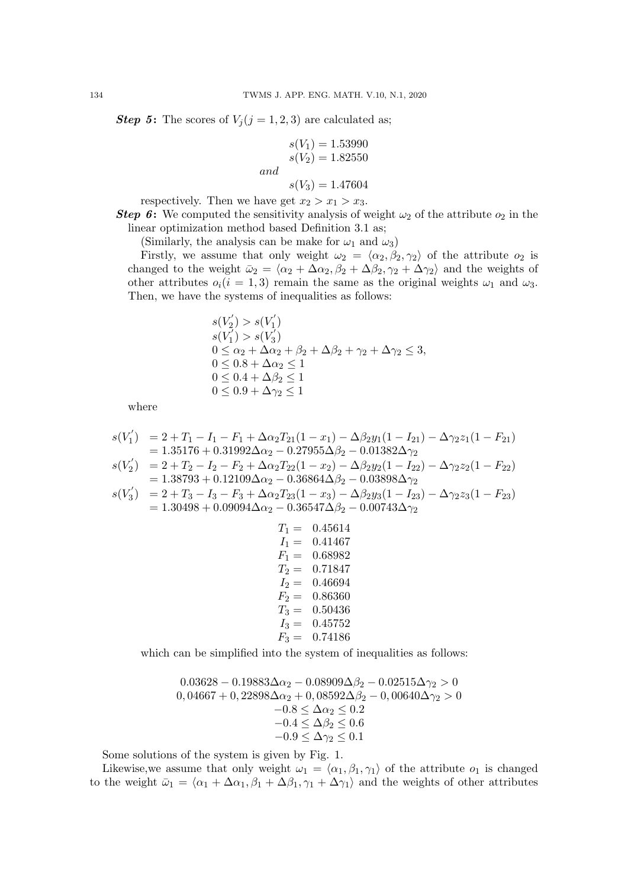**Step 5:** The scores of $V_j (j = 1, 2, 3)$ are calculated as;

$$s(V_1) = 1.53990$$
$$s(V_2) = 1.82550$$
*and*
$$s(V_3) = 1.47604$$

respectively. Then we have get $x_2 > x_1 > x_3$.

**Step 6:** We computed the sensitivity analysis of weight $\omega_2$ of the attribute $o_2$ in the linear optimization method based Definition 3.1 as;

(Similarly, the analysis can be make for $\omega_1$ and $\omega_3$)

Firstly, we assume that only weight $\omega_2 = \langle \alpha_2, \beta_2, \gamma_2 \rangle$ of the attribute $o_2$ is changed to the weight $\bar{\omega}_2 = \langle \alpha_2 + \Delta\alpha_2, \beta_2 + \Delta\beta_2, \gamma_2 + \Delta\gamma_2 \rangle$ and the weights of other attributes $o_i (i = 1, 3)$ remain the same as the original weights $\omega_1$ and $\omega_3$. Then, we have the systems of inequalities as follows:

$$
\begin{array}{l}
s(V_2^{'}) > s(V_1^{'}) \\
s(V_1^{'}) > s(V_3^{'}) \\
0 \leq \alpha_2 + \Delta\alpha_2 + \beta_2 + \Delta\beta_2 + \gamma_2 + \Delta\gamma_2 \leq 3, \\
0 \leq 0.8 + \Delta\alpha_2 \leq 1 \\
0 \leq 0.4 + \Delta\beta_2 \leq 1 \\
0 \leq 0.9 + \Delta\gamma_2 \leq 1
\end{array}
$$

where

$$
\begin{aligned}
s(V_1^{'}) &= 2 + T_1 - I_1 - F_1 + \Delta\alpha_2 T_{21}(1 - x_1) - \Delta\beta_2 y_1(1 - I_{21}) - \Delta\gamma_2 z_1(1 - F_{21}) \\
&= 1.35176 + 0.31992\Delta\alpha_2 - 0.27955\Delta\beta_2 - 0.01382\Delta\gamma_2 \\
s(V_2^{'}) &= 2 + T_2 - I_2 - F_2 + \Delta\alpha_2 T_{22}(1 - x_2) - \Delta\beta_2 y_2(1 - I_{22}) - \Delta\gamma_2 z_2(1 - F_{22}) \\
&= 1.38793 + 0.12109\Delta\alpha_2 - 0.36864\Delta\beta_2 - 0.03898\Delta\gamma_2 \\
s(V_3^{'}) &= 2 + T_3 - I_3 - F_3 + \Delta\alpha_2 T_{23}(1 - x_3) - \Delta\beta_2 y_3(1 - I_{23}) - \Delta\gamma_2 z_3(1 - F_{23}) \\
&= 1.30498 + 0.09094\Delta\alpha_2 - 0.36547\Delta\beta_2 - 0.00743\Delta\gamma_2
\end{aligned}
$$

$$
\begin{array}{rl}
T_1 = & 0.45614 \\
I_1 = & 0.41467 \\
F_1 = & 0.68982 \\
T_2 = & 0.71847 \\
I_2 = & 0.46694 \\
F_2 = & 0.86360 \\
T_3 = & 0.50436 \\
I_3 = & 0.45752 \\
F_3 = & 0.74186
\end{array}
$$

which can be simplified into the system of inequalities as follows:

$$
\begin{array}{c}
0.03628 - 0.19883\Delta\alpha_2 - 0.08909\Delta\beta_2 - 0.02515\Delta\gamma_2 > 0 \\
0,04667 + 0,22898\Delta\alpha_2 + 0,08592\Delta\beta_2 - 0,00640\Delta\gamma_2 > 0 \\
-0.8 \leq \Delta\alpha_2 \leq 0.2 \\
-0.4 \leq \Delta\beta_2 \leq 0.6 \\
-0.9 \leq \Delta\gamma_2 \leq 0.1
\end{array}
$$

Some solutions of the system is given by Fig. 1.

Likewise,we assume that only weight $\omega_1 = \langle \alpha_1, \beta_1, \gamma_1 \rangle$ of the attribute $o_1$ is changed to the weight $\bar{\omega}_1 = \langle \alpha_1 + \Delta\alpha_1, \beta_1 + \Delta\beta_1, \gamma_1 + \Delta\gamma_1 \rangle$ and the weights of other attributes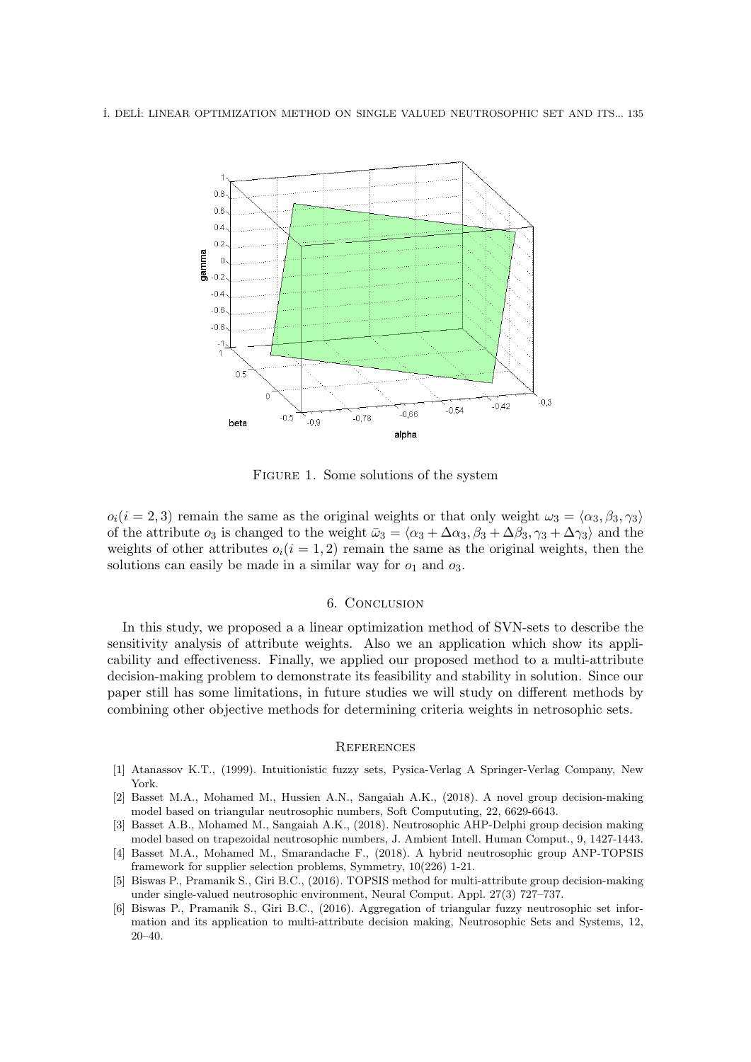Figure 1. Some solutions of the system

$o_i(i = 2, 3)$ remain the same as the original weights or that only weight $\omega_3 = \langle \alpha_3, \beta_3, \gamma_3 \rangle$ of the attribute $o_3$ is changed to the weight $\bar{\omega}_3 = \langle \alpha_3 + \Delta\alpha_3, \beta_3 + \Delta\beta_3, \gamma_3 + \Delta\gamma_3 \rangle$ and the weights of other attributes $o_i(i = 1, 2)$ remain the same as the original weights, then the solutions can easily be made in a similar way for $o_1$ and $o_3$.

## 6. Conclusion

In this study, we proposed a a linear optimization method of SVN-sets to describe the sensitivity analysis of attribute weights. Also we an application which show its applicability and effectiveness. Finally, we applied our proposed method to a multi-attribute decision-making problem to demonstrate its feasibility and stability in solution. Since our paper still has some limitations, in future studies we will study on different methods by combining other objective methods for determining criteria weights in netrosophic sets.

## References

[1] Atanassov K.T., (1999). Intuitionistic fuzzy sets, Pysica-Verlag A Springer-Verlag Company, New York.

[2] Basset M.A., Mohamed M., Hussien A.N., Sangaiah A.K., (2018). A novel group decision-making model based on triangular neutrosophic numbers, Soft Compututing, 22, 6629-6643.

[3] Basset A.B., Mohamed M., Sangaiah A.K., (2018). Neutrosophic AHP-Delphi group decision making model based on trapezoidal neutrosophic numbers, J. Ambient Intell. Human Comput., 9, 1427-1443.

[4] Basset M.A., Mohamed M., Smarandache F., (2018). A hybrid neutrosophic group ANP-TOPSIS framework for supplier selection problems, Symmetry, 10(226) 1-21.

[5] Biswas P., Pramanik S., Giri B.C., (2016). TOPSIS method for multi-attribute group decision-making under single-valued neutrosophic environment, Neural Comput. Appl. 27(3) 727–737.

[6] Biswas P., Pramanik S., Giri B.C., (2016). Aggregation of triangular fuzzy neutrosophic set information and its application to multi-attribute decision making, Neutrosophic Sets and Systems, 12, 20–40.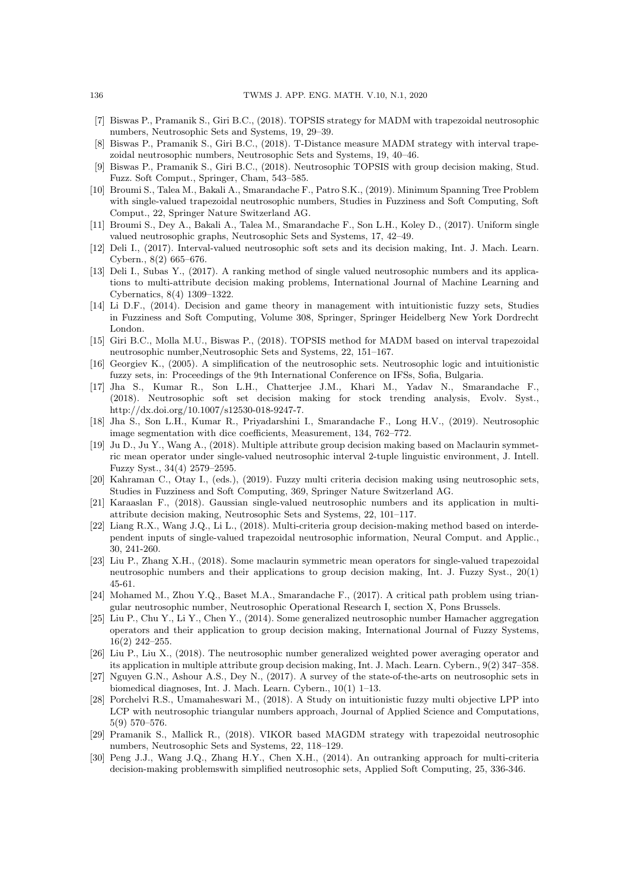[7] Biswas P., Pramanik S., Giri B.C., (2018). TOPSIS strategy for MADM with trapezoidal neutrosophic numbers, Neutrosophic Sets and Systems, 19, 29–39.

[8] Biswas P., Pramanik S., Giri B.C., (2018). T-Distance measure MADM strategy with interval trapezoidal neutrosophic numbers, Neutrosophic Sets and Systems, 19, 40–46.

[9] Biswas P., Pramanik S., Giri B.C., (2018). Neutrosophic TOPSIS with group decision making, Stud. Fuzz. Soft Comput., Springer, Cham, 543–585.

[10] Broumi S., Talea M., Bakali A., Smarandache F., Patro S.K., (2019). Minimum Spanning Tree Problem with single-valued trapezoidal neutrosophic numbers, Studies in Fuzziness and Soft Computing, Soft Comput., 22, Springer Nature Switzerland AG.

[11] Broumi S., Dey A., Bakali A., Talea M., Smarandache F., Son L.H., Koley D., (2017). Uniform single valued neutrosophic graphs, Neutrosophic Sets and Systems, 17, 42–49.

[12] Deli I., (2017). Interval-valued neutrosophic soft sets and its decision making, Int. J. Mach. Learn. Cybern., 8(2) 665–676.

[13] Deli I., Subas Y., (2017). A ranking method of single valued neutrosophic numbers and its applications to multi-attribute decision making problems, International Journal of Machine Learning and Cybernatics, 8(4) 1309–1322.

[14] Li D.F., (2014). Decision and game theory in management with intuitionistic fuzzy sets, Studies in Fuzziness and Soft Computing, Volume 308, Springer, Springer Heidelberg New York Dordrecht London.

[15] Giri B.C., Molla M.U., Biswas P., (2018). TOPSIS method for MADM based on interval trapezoidal neutrosophic number,Neutrosophic Sets and Systems, 22, 151–167.

[16] Georgiev K., (2005). A simplification of the neutrosophic sets. Neutrosophic logic and intuitionistic fuzzy sets, in: Proceedings of the 9th International Conference on IFSs, Sofia, Bulgaria.

[17] Jha S., Kumar R., Son L.H., Chatterjee J.M., Khari M., Yadav N., Smarandache F., (2018). Neutrosophic soft set decision making for stock trending analysis, Evolv. Syst., http://dx.doi.org/10.1007/s12530-018-9247-7.

[18] Jha S., Son L.H., Kumar R., Priyadarshini I., Smarandache F., Long H.V., (2019). Neutrosophic image segmentation with dice coefficients, Measurement, 134, 762–772.

[19] Ju D., Ju Y., Wang A., (2018). Multiple attribute group decision making based on Maclaurin symmetric mean operator under single-valued neutrosophic interval 2-tuple linguistic environment, J. Intell. Fuzzy Syst., 34(4) 2579–2595.

[20] Kahraman C., Otay I., (eds.), (2019). Fuzzy multi criteria decision making using neutrosophic sets, Studies in Fuzziness and Soft Computing, 369, Springer Nature Switzerland AG.

[21] Karaaslan F., (2018). Gaussian single-valued neutrosophic numbers and its application in multi-attribute decision making, Neutrosophic Sets and Systems, 22, 101–117.

[22] Liang R.X., Wang J.Q., Li L., (2018). Multi-criteria group decision-making method based on interdependent inputs of single-valued trapezoidal neutrosophic information, Neural Comput. and Applic., 30, 241-260.

[23] Liu P., Zhang X.H., (2018). Some maclaurin symmetric mean operators for single-valued trapezoidal neutrosophic numbers and their applications to group decision making, Int. J. Fuzzy Syst., 20(1) 45-61.

[24] Mohamed M., Zhou Y.Q., Baset M.A., Smarandache F., (2017). A critical path problem using triangular neutrosophic number, Neutrosophic Operational Research I, section X, Pons Brussels.

[25] Liu P., Chu Y., Li Y., Chen Y., (2014). Some generalized neutrosophic number Hamacher aggregation operators and their application to group decision making, International Journal of Fuzzy Systems, 16(2) 242–255.

[26] Liu P., Liu X., (2018). The neutrosophic number generalized weighted power averaging operator and its application in multiple attribute group decision making, Int. J. Mach. Learn. Cybern., 9(2) 347–358.

[27] Nguyen G.N., Ashour A.S., Dey N., (2017). A survey of the state-of-the-arts on neutrosophic sets in biomedical diagnoses, Int. J. Mach. Learn. Cybern., 10(1) 1–13.

[28] Porchelvi R.S., Umamaheswari M., (2018). A Study on intuitionistic fuzzy multi objective LPP into LCP with neutrosophic triangular numbers approach, Journal of Applied Science and Computations, 5(9) 570–576.

[29] Pramanik S., Mallick R., (2018). VIKOR based MAGDM strategy with trapezoidal neutrosophic numbers, Neutrosophic Sets and Systems, 22, 118–129.

[30] Peng J.J., Wang J.Q., Zhang H.Y., Chen X.H., (2014). An outranking approach for multi-criteria decision-making problemswith simplified neutrosophic sets, Applied Soft Computing, 25, 336-346.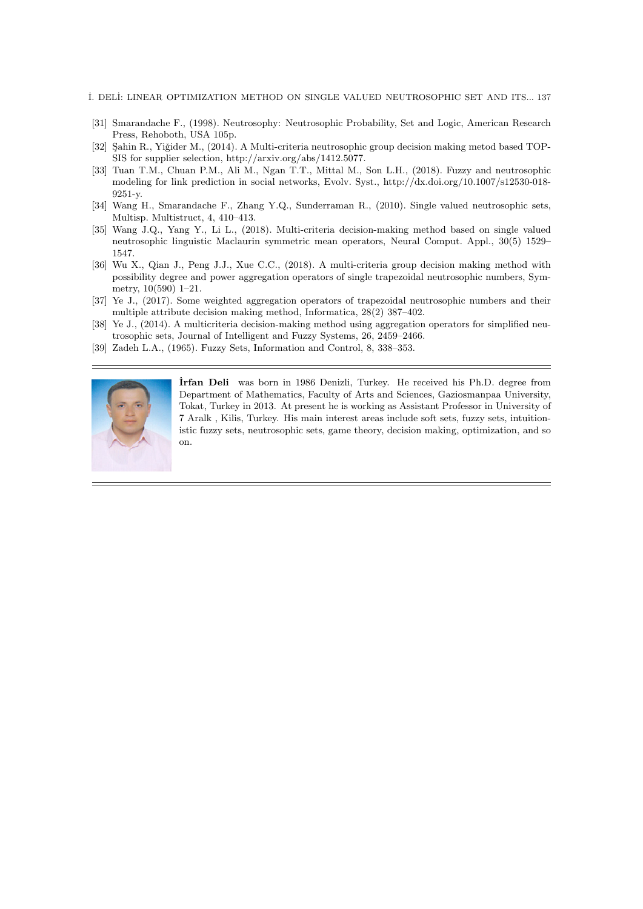[31] Smarandache F., (1998). Neutrosophy: Neutrosophic Probability, Set and Logic, American Research Press, Rehoboth, USA 105p.

[32] Şahin R., Yiğider M., (2014). A Multi-criteria neutrosophic group decision making metod based TOPSIS for supplier selection, http://arxiv.org/abs/1412.5077.

[33] Tuan T.M., Chuan P.M., Ali M., Ngan T.T., Mittal M., Son L.H., (2018). Fuzzy and neutrosophic modeling for link prediction in social networks, Evolv. Syst., http://dx.doi.org/10.1007/s12530-018-9251-y.

[34] Wang H., Smarandache F., Zhang Y.Q., Sunderraman R., (2010). Single valued neutrosophic sets, Multisp. Multistruct, 4, 410–413.

[35] Wang J.Q., Yang Y., Li L., (2018). Multi-criteria decision-making method based on single valued neutrosophic linguistic Maclaurin symmetric mean operators, Neural Comput. Appl., 30(5) 1529–1547.

[36] Wu X., Qian J., Peng J.J., Xue C.C., (2018). A multi-criteria group decision making method with possibility degree and power aggregation operators of single trapezoidal neutrosophic numbers, Symmetry, 10(590) 1–21.

[37] Ye J., (2017). Some weighted aggregation operators of trapezoidal neutrosophic numbers and their multiple attribute decision making method, Informatica, 28(2) 387–402.

[38] Ye J., (2014). A multicriteria decision-making method using aggregation operators for simplified neutrosophic sets, Journal of Intelligent and Fuzzy Systems, 26, 2459–2466.

[39] Zadeh L.A., (1965). Fuzzy Sets, Information and Control, 8, 338–353.

---

**İrfan Deli** was born in 1986 Denizli, Turkey. He received his Ph.D. degree from Department of Mathematics, Faculty of Arts and Sciences, Gaziosmanpaa University, Tokat, Turkey in 2013. At present he is working as Assistant Professor in University of 7 Aralk , Kilis, Turkey. His main interest areas include soft sets, fuzzy sets, intuitionistic fuzzy sets, neutrosophic sets, game theory, decision making, optimization, and so on.